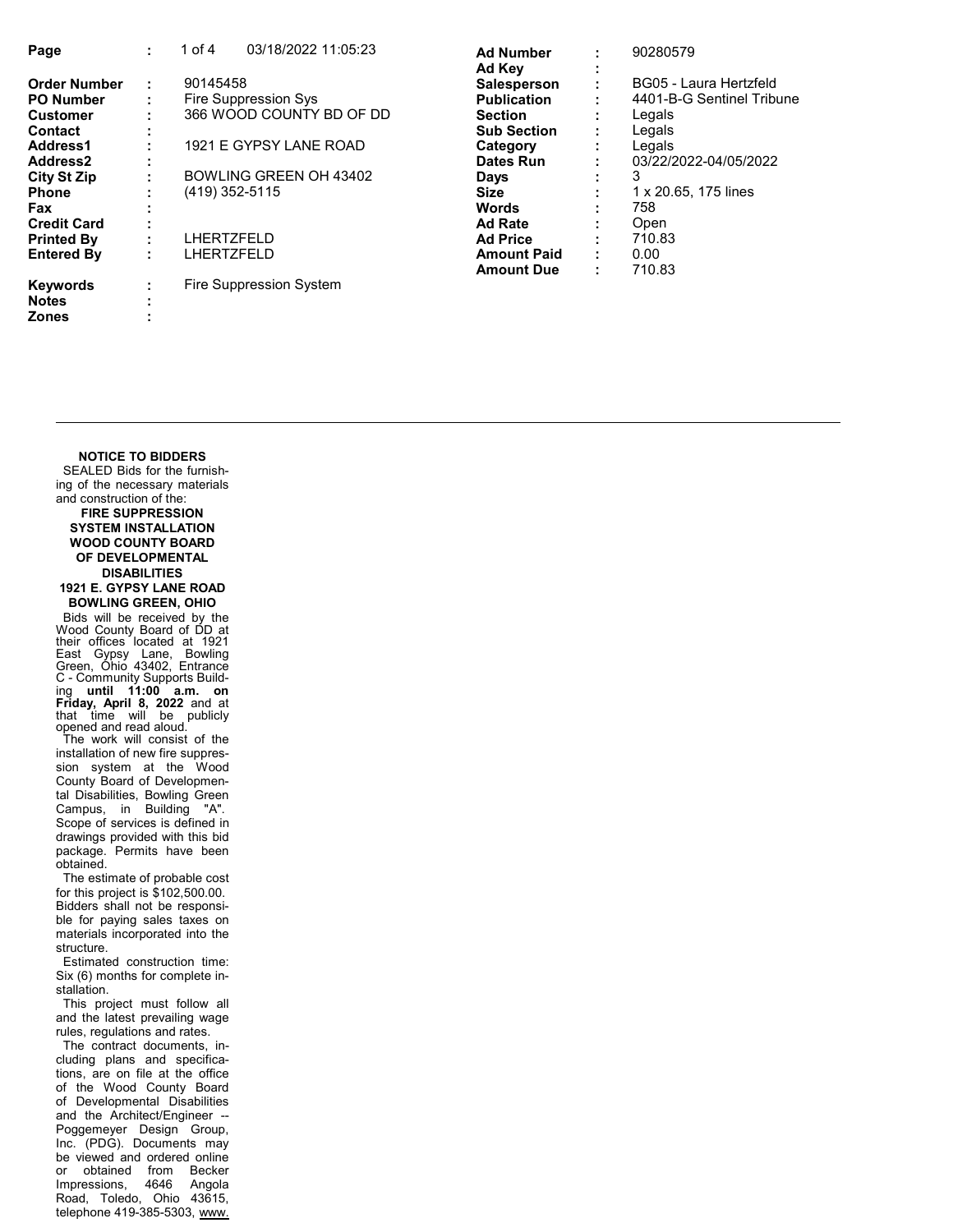| | | | | | |
|---|---|---|---|---|---|
| **Page** | : | 1 of 4 03/18/2022 11:05:23 | **Ad Number** | : | 90280579 |
| | | | **Ad Key** | : | |
| **Order Number** | : | 90145458 | **Salesperson** | : | BG05 - Laura Hertzfeld |
| **PO Number** | : | Fire Suppression Sys | **Publication** | : | 4401-B-G Sentinel Tribune |
| **Customer** | : | 366 WOOD COUNTY BD OF DD | **Section** | : | Legals |
| **Contact** | : | | **Sub Section** | : | Legals |
| **Address1** | : | 1921 E GYPSY LANE ROAD | **Category** | : | Legals |
| **Address2** | : | | **Dates Run** | : | 03/22/2022-04/05/2022 |
| **City St Zip** | : | BOWLING GREEN OH 43402 | **Days** | : | 3 |
| **Phone** | : | (419) 352-5115 | **Size** | : | 1 x 20.65, 175 lines |
| **Fax** | : | | **Words** | : | 758 |
| **Credit Card** | : | | **Ad Rate** | : | Open |
| **Printed By** | : | LHERTZFELD | **Ad Price** | : | 710.83 |
| **Entered By** | : | LHERTZFELD | **Amount Paid** | : | 0.00 |
| | | | **Amount Due** | : | 710.83 |
| **Keywords** | : | Fire Suppression System | | | |
| **Notes** | : | | | | |
| **Zones** | : | | | | |

---

**NOTICE TO BIDDERS**

SEALED Bids for the furnishing of the necessary materials and construction of the:

**FIRE SUPPRESSION SYSTEM INSTALLATION WOOD COUNTY BOARD OF DEVELOPMENTAL DISABILITIES 1921 E. GYPSY LANE ROAD BOWLING GREEN, OHIO**

Bids will be received by the Wood County Board of DD at their offices located at 1921 East Gypsy Lane, Bowling Green, Ohio 43402, Entrance C - Community Supports Building **until 11:00 a.m. on Friday, April 8, 2022** and at that time will be publicly opened and read aloud.

The work will consist of the installation of new fire suppression system at the Wood County Board of Developmental Disabilities, Bowling Green Campus, in Building "A". Scope of services is defined in drawings provided with this bid package. Permits have been obtained.

The estimate of probable cost for this project is $102,500.00. Bidders shall not be responsible for paying sales taxes on materials incorporated into the structure.

Estimated construction time: Six (6) months for complete installation.

This project must follow all and the latest prevailing wage rules, regulations and rates.

The contract documents, including plans and specifications, are on file at the office of the Wood County Board of Developmental Disabilities and the Architect/Engineer -- Poggemeyer Design Group, Inc. (PDG). Documents may be viewed and ordered online or obtained from Becker Impressions, 4646 Angola Road, Toledo, Ohio 43615, telephone 419-385-5303, www.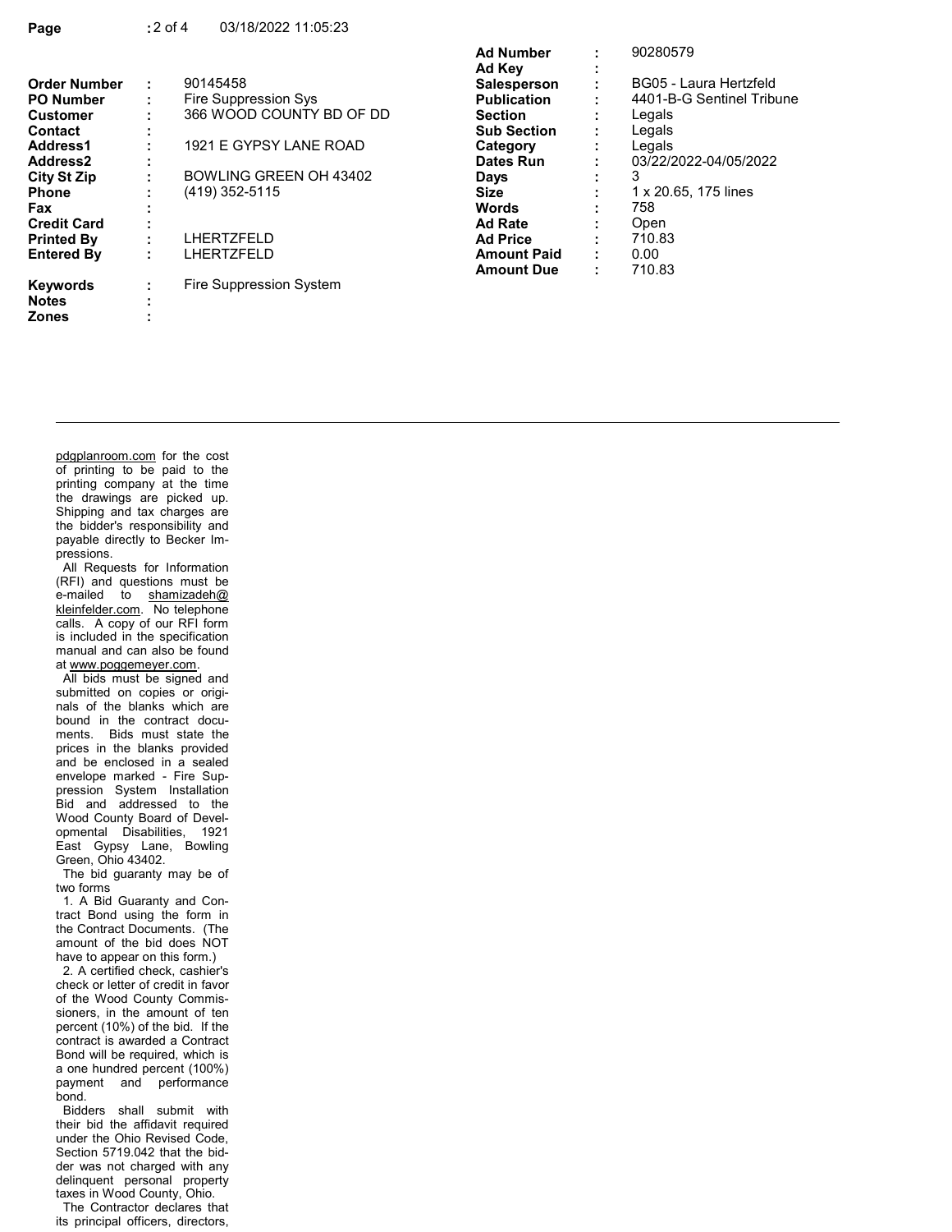| | | | | | |
|---|---|---|---|---|---|
| | | | **Ad Number** | : | 90280579 |
| | | | **Ad Key** | : | |
| **Order Number** | : | 90145458 | **Salesperson** | : | BG05 - Laura Hertzfeld |
| **PO Number** | : | Fire Suppression Sys | **Publication** | : | 4401-B-G Sentinel Tribune |
| **Customer** | : | 366 WOOD COUNTY BD OF DD | **Section** | : | Legals |
| **Contact** | : | | **Sub Section** | : | Legals |
| **Address1** | : | 1921 E GYPSY LANE ROAD | **Category** | : | Legals |
| **Address2** | : | | **Dates Run** | : | 03/22/2022-04/05/2022 |
| **City St Zip** | : | BOWLING GREEN OH 43402 | **Days** | : | 3 |
| **Phone** | : | (419) 352-5115 | **Size** | : | 1 x 20.65, 175 lines |
| **Fax** | : | | **Words** | : | 758 |
| **Credit Card** | : | | **Ad Rate** | : | Open |
| **Printed By** | : | LHERTZFELD | **Ad Price** | : | 710.83 |
| **Entered By** | : | LHERTZFELD | **Amount Paid** | : | 0.00 |
| | | | **Amount Due** | : | 710.83 |
| **Keywords** | : | Fire Suppression System | | | |
| **Notes** | : | | | | |
| **Zones** | : | | | | |

---

pdgplanroom.com for the cost of printing to be paid to the printing company at the time the drawings are picked up. Shipping and tax charges are the bidder's responsibility and payable directly to Becker Impressions.

All Requests for Information (RFI) and questions must be e-mailed to shamizadeh@kleinfelder.com. No telephone calls. A copy of our RFI form is included in the specification manual and can also be found at www.poggemeyer.com.

All bids must be signed and submitted on copies or originals of the blanks which are bound in the contract documents. Bids must state the prices in the blanks provided and be enclosed in a sealed envelope marked - Fire Suppression System Installation Bid and addressed to the Wood County Board of Developmental Disabilities, 1921 East Gypsy Lane, Bowling Green, Ohio 43402.

The bid guaranty may be of two forms

1. A Bid Guaranty and Contract Bond using the form in the Contract Documents. (The amount of the bid does NOT have to appear on this form.)

2. A certified check, cashier's check or letter of credit in favor of the Wood County Commissioners, in the amount of ten percent (10%) of the bid. If the contract is awarded a Contract Bond will be required, which is a one hundred percent (100%) payment and performance bond.

Bidders shall submit with their bid the affidavit required under the Ohio Revised Code, Section 5719.042 that the bidder was not charged with any delinquent personal property taxes in Wood County, Ohio.

The Contractor declares that its principal officers, directors,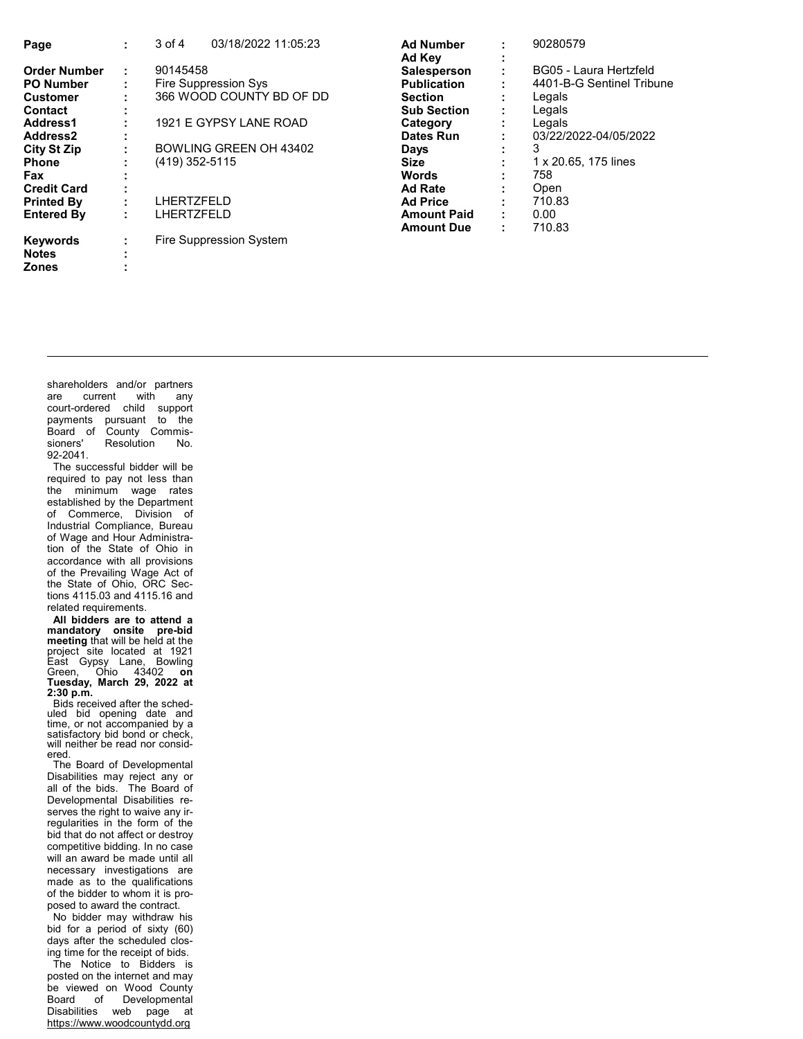| | | | | | |
|---|---|---|---|---|---|
| **Page** | : | 3 of 4 03/18/2022 11:05:23 | **Ad Number** | : | 90280579 |
| | | | **Ad Key** | : | |
| **Order Number** | : | 90145458 | **Salesperson** | : | BG05 - Laura Hertzfeld |
| **PO Number** | : | Fire Suppression Sys | **Publication** | : | 4401-B-G Sentinel Tribune |
| **Customer** | : | 366 WOOD COUNTY BD OF DD | **Section** | : | Legals |
| **Contact** | : | | **Sub Section** | : | Legals |
| **Address1** | : | 1921 E GYPSY LANE ROAD | **Category** | : | Legals |
| **Address2** | : | | **Dates Run** | : | 03/22/2022-04/05/2022 |
| **City St Zip** | : | BOWLING GREEN OH 43402 | **Days** | : | 3 |
| **Phone** | : | (419) 352-5115 | **Size** | : | 1 x 20.65, 175 lines |
| **Fax** | : | | **Words** | : | 758 |
| **Credit Card** | : | | **Ad Rate** | : | Open |
| **Printed By** | : | LHERTZFELD | **Ad Price** | : | 710.83 |
| **Entered By** | : | LHERTZFELD | **Amount Paid** | : | 0.00 |
| | | | **Amount Due** | : | 710.83 |
| **Keywords** | : | Fire Suppression System | | | |
| **Notes** | : | | | | |
| **Zones** | : | | | | |

---

shareholders and/or partners are current with any court-ordered child support payments pursuant to the Board of County Commissioners' Resolution No. 92-2041.

The successful bidder will be required to pay not less than the minimum wage rates established by the Department of Commerce, Division of Industrial Compliance, Bureau of Wage and Hour Administration of the State of Ohio in accordance with all provisions of the Prevailing Wage Act of the State of Ohio, ORC Sections 4115.03 and 4115.16 and related requirements.

**All bidders are to attend a mandatory onsite pre-bid meeting** that will be held at the project site located at 1921 East Gypsy Lane, Bowling Green, Ohio 43402 **on Tuesday, March 29, 2022 at 2:30 p.m.**

Bids received after the scheduled bid opening date and time, or not accompanied by a satisfactory bid bond or check, will neither be read nor considered.

The Board of Developmental Disabilities may reject any or all of the bids. The Board of Developmental Disabilities reserves the right to waive any irregularities in the form of the bid that do not affect or destroy competitive bidding. In no case will an award be made until all necessary investigations are made as to the qualifications of the bidder to whom it is proposed to award the contract.

No bidder may withdraw his bid for a period of sixty (60) days after the scheduled closing time for the receipt of bids.

The Notice to Bidders is posted on the internet and may be viewed on Wood County Board of Developmental Disabilities web page at https://www.woodcountydd.org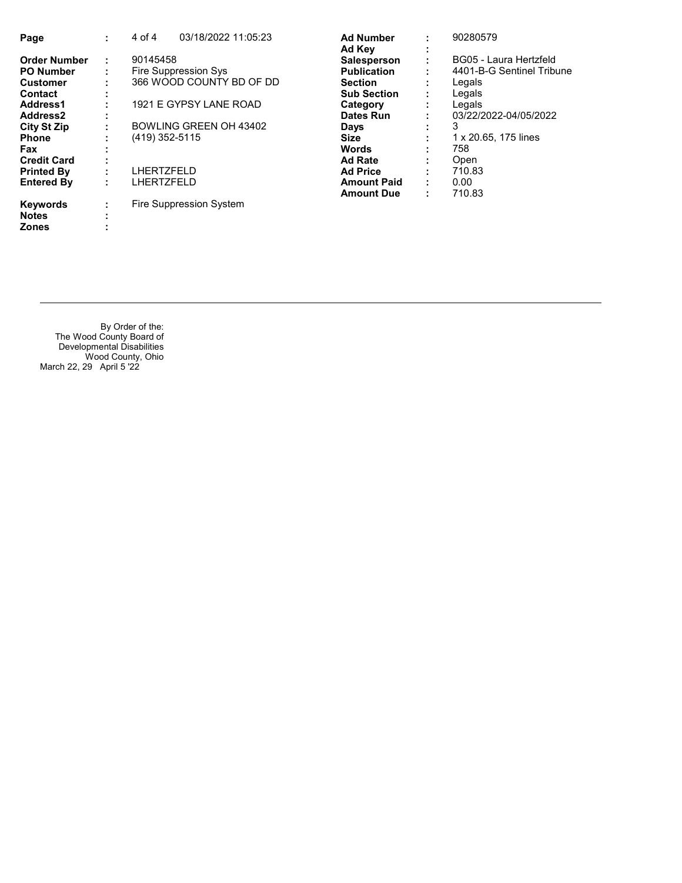| | | | | | |
|---|---|---|---|---|---|
| **Page** | : | 4 of 4 03/18/2022 11:05:23 | **Ad Number** | : | 90280579 |
| | | | **Ad Key** | : | |
| **Order Number** | : | 90145458 | **Salesperson** | : | BG05 - Laura Hertzfeld |
| **PO Number** | : | Fire Suppression Sys | **Publication** | : | 4401-B-G Sentinel Tribune |
| **Customer** | : | 366 WOOD COUNTY BD OF DD | **Section** | : | Legals |
| **Contact** | : | | **Sub Section** | : | Legals |
| **Address1** | : | 1921 E GYPSY LANE ROAD | **Category** | : | Legals |
| **Address2** | : | | **Dates Run** | : | 03/22/2022-04/05/2022 |
| **City St Zip** | : | BOWLING GREEN OH 43402 | **Days** | : | 3 |
| **Phone** | : | (419) 352-5115 | **Size** | : | 1 x 20.65, 175 lines |
| **Fax** | : | | **Words** | : | 758 |
| **Credit Card** | : | | **Ad Rate** | : | Open |
| **Printed By** | : | LHERTZFELD | **Ad Price** | : | 710.83 |
| **Entered By** | : | LHERTZFELD | **Amount Paid** | : | 0.00 |
| | | | **Amount Due** | : | 710.83 |
| **Keywords** | : | Fire Suppression System | | | |
| **Notes** | : | | | | |
| **Zones** | : | | | | |

---

By Order of the:
The Wood County Board of
Developmental Disabilities
Wood County, Ohio
March 22, 29 April 5 '22